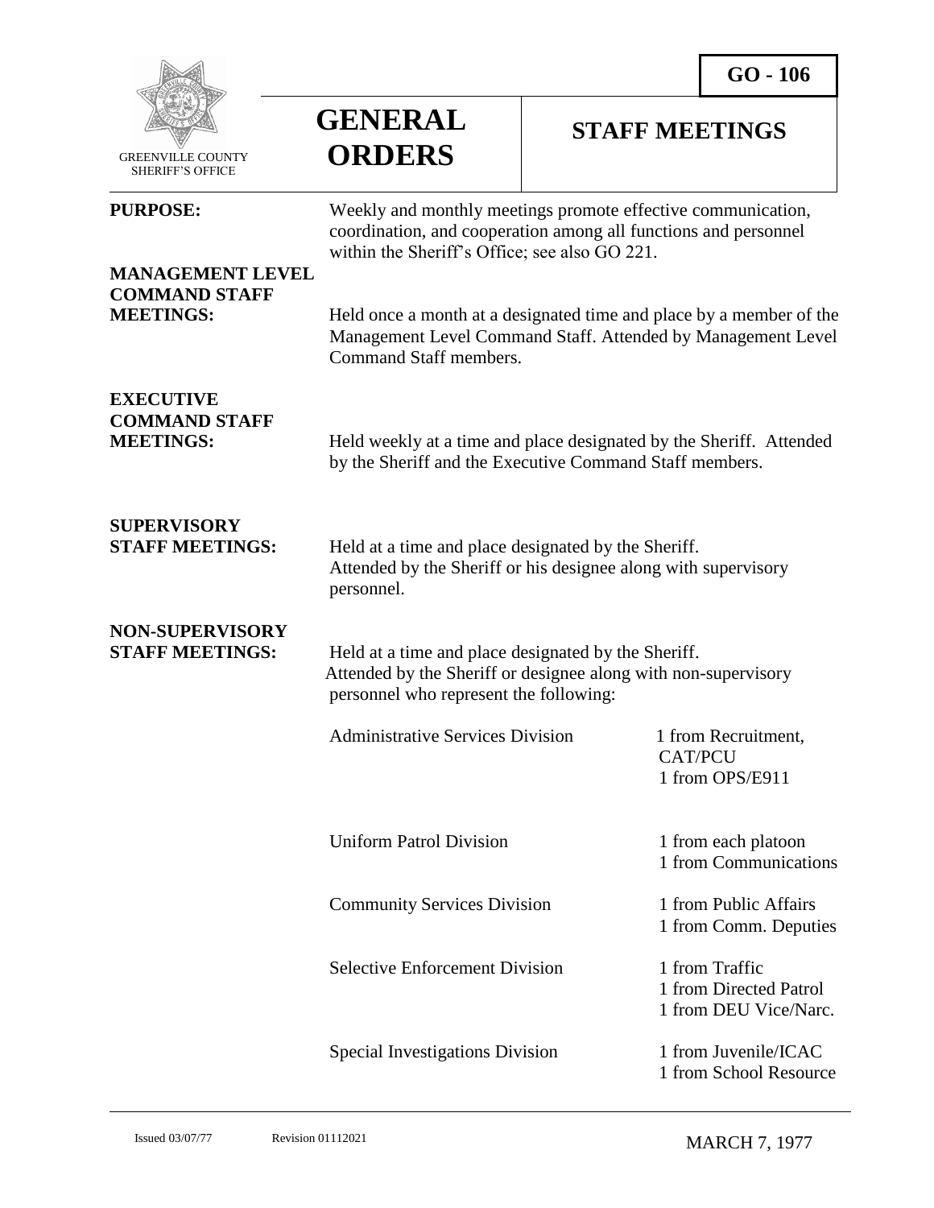GREENVILLE COUNTY SHERIFF'S OFFICE

# GENERAL ORDERS

## STAFF MEETINGS

**GO - 106**

**PURPOSE:** Weekly and monthly meetings promote effective communication, coordination, and cooperation among all functions and personnel within the Sheriff's Office; see also GO 221.

**MANAGEMENT LEVEL COMMAND STAFF MEETINGS:** Held once a month at a designated time and place by a member of the Management Level Command Staff. Attended by Management Level Command Staff members.

**EXECUTIVE COMMAND STAFF MEETINGS:** Held weekly at a time and place designated by the Sheriff. Attended by the Sheriff and the Executive Command Staff members.

**SUPERVISORY STAFF MEETINGS:** Held at a time and place designated by the Sheriff. Attended by the Sheriff or his designee along with supervisory personnel.

**NON-SUPERVISORY STAFF MEETINGS:** Held at a time and place designated by the Sheriff. Attended by the Sheriff or designee along with non-supervisory personnel who represent the following:

| Division | Representatives |
|---|---|
| Administrative Services Division | 1 from Recruitment, CAT/PCU<br>1 from OPS/E911 |
| Uniform Patrol Division | 1 from each platoon<br>1 from Communications |
| Community Services Division | 1 from Public Affairs<br>1 from Comm. Deputies |
| Selective Enforcement Division | 1 from Traffic<br>1 from Directed Patrol<br>1 from DEU Vice/Narc. |
| Special Investigations Division | 1 from Juvenile/ICAC<br>1 from School Resource |

Issued 03/07/77 Revision 01112021 MARCH 7, 1977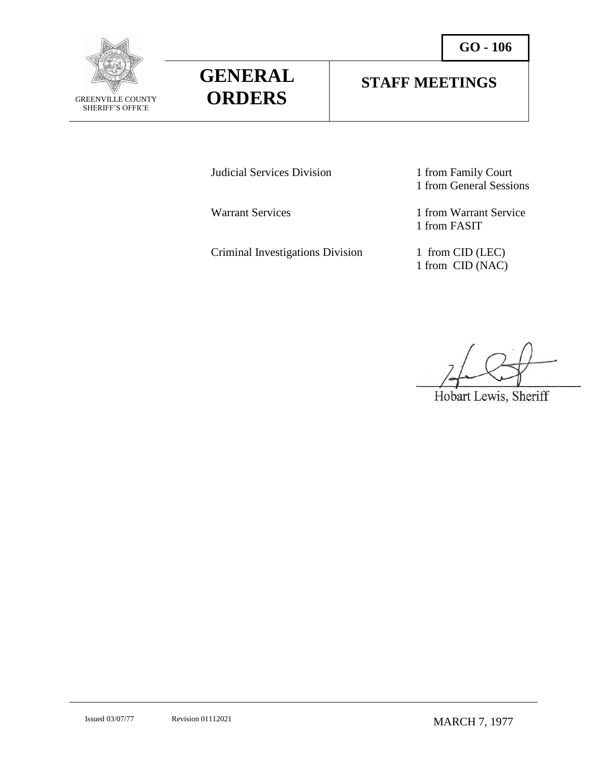| | |
|---|---|
| Judicial Services Division | 1 from Family Court<br>1 from General Sessions |
| Warrant Services | 1 from Warrant Service<br>1 from FASIT |
| Criminal Investigations Division | 1 from CID (LEC)<br>1 from CID (NAC) |

Hobart Lewis, Sheriff